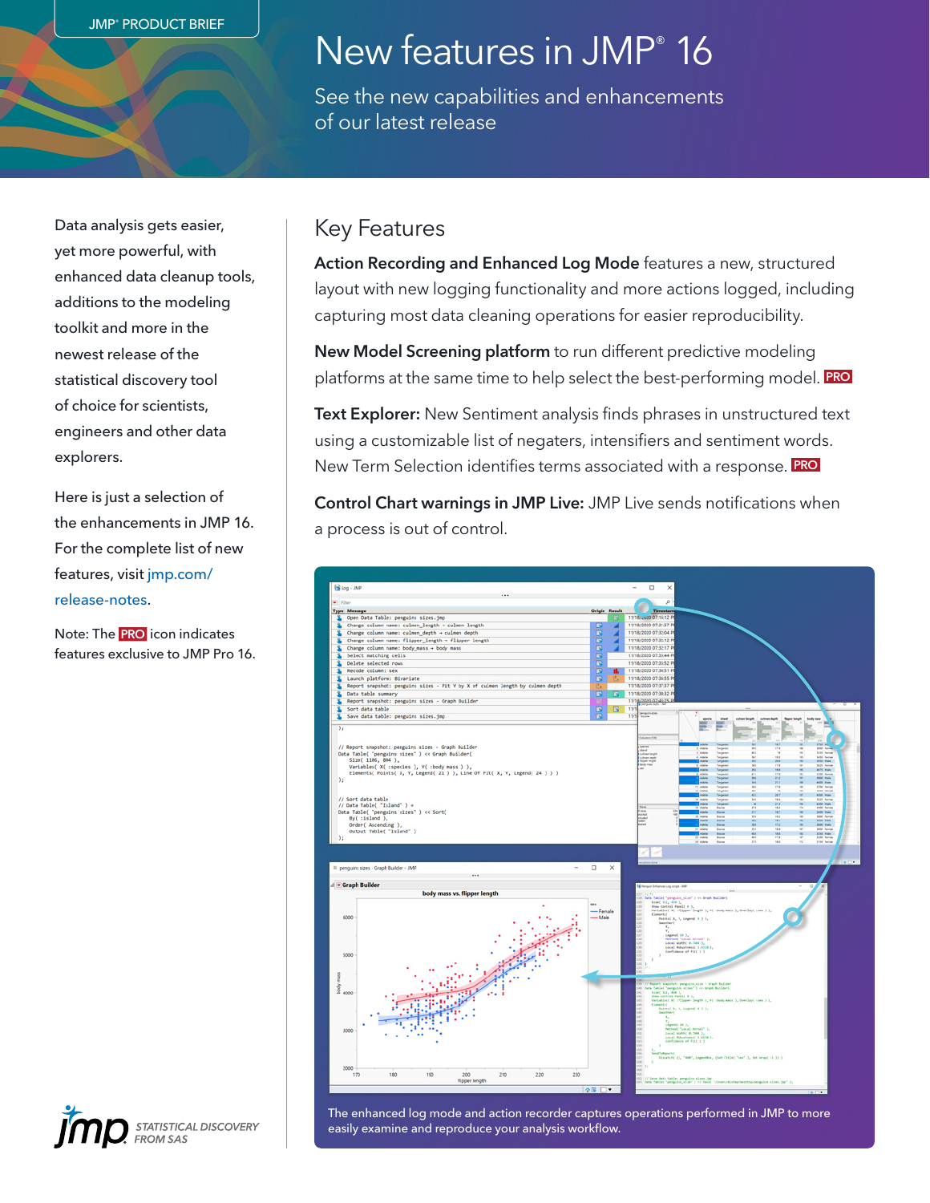JMP® PRODUCT BRIEF

# New features in JMP® 16

See the new capabilities and enhancements of our latest release

Data analysis gets easier, yet more powerful, with enhanced data cleanup tools, additions to the modeling toolkit and more in the newest release of the statistical discovery tool of choice for scientists, engineers and other data explorers.

Here is just a selection of the enhancements in JMP 16. For the complete list of new features, visit jmp.com/release-notes.

Note: The PRO icon indicates features exclusive to JMP Pro 16.

## Key Features

**Action Recording and Enhanced Log Mode** features a new, structured layout with new logging functionality and more actions logged, including capturing most data cleaning operations for easier reproducibility.

**New Model Screening platform** to run different predictive modeling platforms at the same time to help select the best-performing model. PRO

**Text Explorer:** New Sentiment analysis finds phrases in unstructured text using a customizable list of negaters, intensifiers and sentiment words. New Term Selection identifies terms associated with a response. PRO

**Control Chart warnings in JMP Live:** JMP Live sends notifications when a process is out of control.

The enhanced log mode and action recorder captures operations performed in JMP to more easily examine and reproduce your analysis workflow.

jmp STATISTICAL DISCOVERY FROM SAS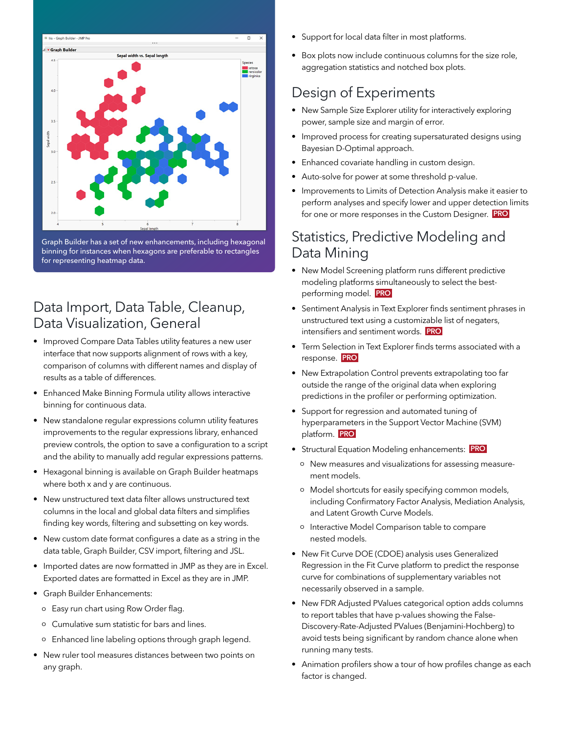Graph Builder has a set of new enhancements, including hexagonal binning for instances when hexagons are preferable to rectangles for representing heatmap data.

## Data Import, Data Table, Cleanup, Data Visualization, General

- Improved Compare Data Tables utility features a new user interface that now supports alignment of rows with a key, comparison of columns with different names and display of results as a table of differences.
- Enhanced Make Binning Formula utility allows interactive binning for continuous data.
- New standalone regular expressions column utility features improvements to the regular expressions library, enhanced preview controls, the option to save a configuration to a script and the ability to manually add regular expressions patterns.
- Hexagonal binning is available on Graph Builder heatmaps where both x and y are continuous.
- New unstructured text data filter allows unstructured text columns in the local and global data filters and simplifies finding key words, filtering and subsetting on key words.
- New custom date format configures a date as a string in the data table, Graph Builder, CSV import, filtering and JSL.
- Imported dates are now formatted in JMP as they are in Excel. Exported dates are formatted in Excel as they are in JMP.
- Graph Builder Enhancements:
  - Easy run chart using Row Order flag.
  - Cumulative sum statistic for bars and lines.
  - Enhanced line labeling options through graph legend.
- New ruler tool measures distances between two points on any graph.
- Support for local data filter in most platforms.
- Box plots now include continuous columns for the size role, aggregation statistics and notched box plots.

## Design of Experiments

- New Sample Size Explorer utility for interactively exploring power, sample size and margin of error.
- Improved process for creating supersaturated designs using Bayesian D-Optimal approach.
- Enhanced covariate handling in custom design.
- Auto-solve for power at some threshold p-value.
- Improvements to Limits of Detection Analysis make it easier to perform analyses and specify lower and upper detection limits for one or more responses in the Custom Designer. PRO

## Statistics, Predictive Modeling and Data Mining

- New Model Screening platform runs different predictive modeling platforms simultaneously to select the best-performing model. PRO
- Sentiment Analysis in Text Explorer finds sentiment phrases in unstructured text using a customizable list of negaters, intensifiers and sentiment words. PRO
- Term Selection in Text Explorer finds terms associated with a response. PRO
- New Extrapolation Control prevents extrapolating too far outside the range of the original data when exploring predictions in the profiler or performing optimization.
- Support for regression and automated tuning of hyperparameters in the Support Vector Machine (SVM) platform. PRO
- Structural Equation Modeling enhancements: PRO
  - New measures and visualizations for assessing measurement models.
  - Model shortcuts for easily specifying common models, including Confirmatory Factor Analysis, Mediation Analysis, and Latent Growth Curve Models.
  - Interactive Model Comparison table to compare nested models.
- New Fit Curve DOE (CDOE) analysis uses Generalized Regression in the Fit Curve platform to predict the response curve for combinations of supplementary variables not necessarily observed in a sample.
- New FDR Adjusted PValues categorical option adds columns to report tables that have p-values showing the False-Discovery-Rate-Adjusted PValues (Benjamini-Hochberg) to avoid tests being significant by random chance alone when running many tests.
- Animation profilers show a tour of how profiles change as each factor is changed.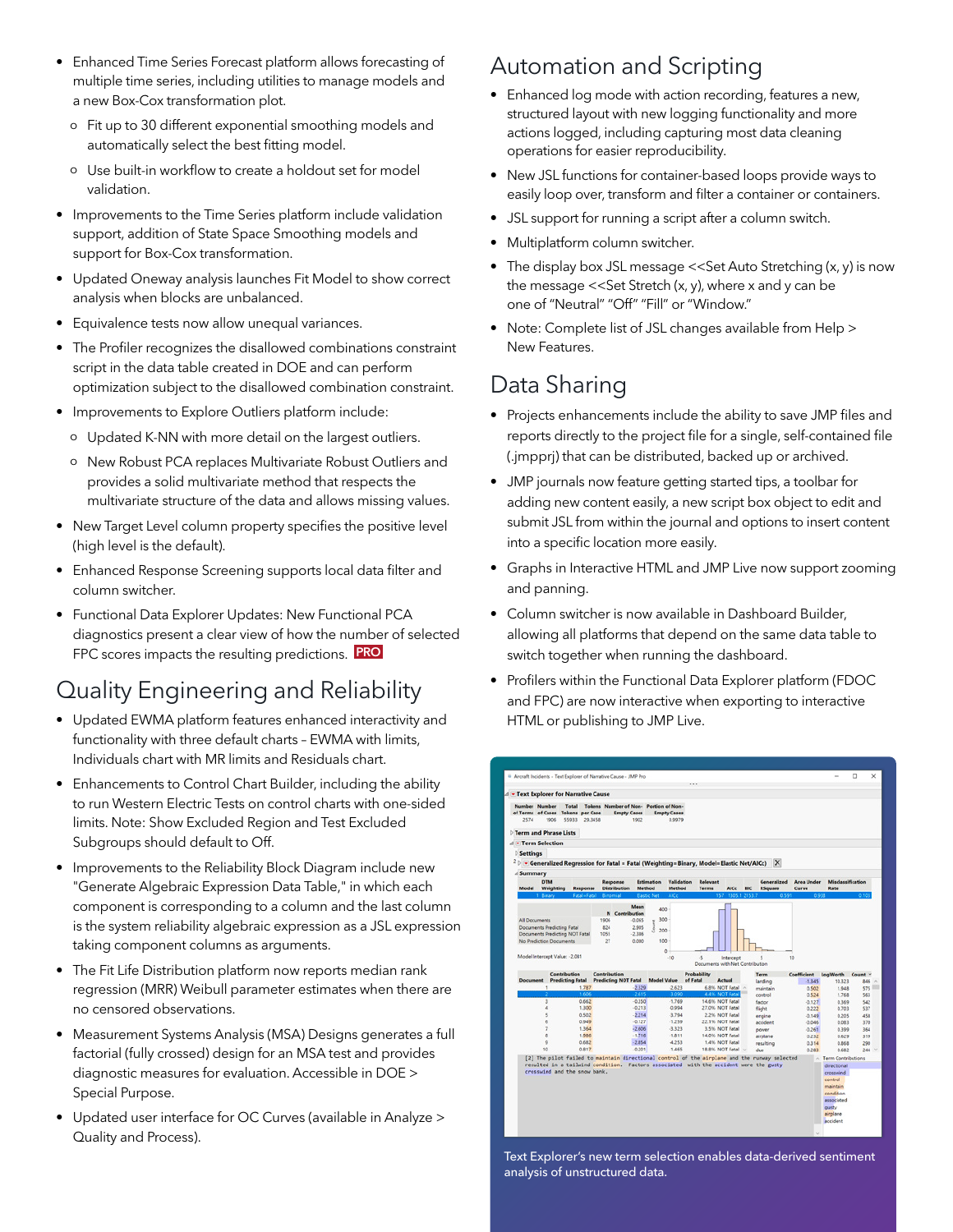- Enhanced Time Series Forecast platform allows forecasting of multiple time series, including utilities to manage models and a new Box-Cox transformation plot.
  - Fit up to 30 different exponential smoothing models and automatically select the best fitting model.
  - Use built-in workflow to create a holdout set for model validation.
- Improvements to the Time Series platform include validation support, addition of State Space Smoothing models and support for Box-Cox transformation.
- Updated Oneway analysis launches Fit Model to show correct analysis when blocks are unbalanced.
- Equivalence tests now allow unequal variances.
- The Profiler recognizes the disallowed combinations constraint script in the data table created in DOE and can perform optimization subject to the disallowed combination constraint.
- Improvements to Explore Outliers platform include:
  - Updated K-NN with more detail on the largest outliers.
  - New Robust PCA replaces Multivariate Robust Outliers and provides a solid multivariate method that respects the multivariate structure of the data and allows missing values.
- New Target Level column property specifies the positive level (high level is the default).
- Enhanced Response Screening supports local data filter and column switcher.
- Functional Data Explorer Updates: New Functional PCA diagnostics present a clear view of how the number of selected FPC scores impacts the resulting predictions. PRO

## Quality Engineering and Reliability

- Updated EWMA platform features enhanced interactivity and functionality with three default charts – EWMA with limits, Individuals chart with MR limits and Residuals chart.
- Enhancements to Control Chart Builder, including the ability to run Western Electric Tests on control charts with one-sided limits. Note: Show Excluded Region and Test Excluded Subgroups should default to Off.
- Improvements to the Reliability Block Diagram include new "Generate Algebraic Expression Data Table," in which each component is corresponding to a column and the last column is the system reliability algebraic expression as a JSL expression taking component columns as arguments.
- The Fit Life Distribution platform now reports median rank regression (MRR) Weibull parameter estimates when there are no censored observations.
- Measurement Systems Analysis (MSA) Designs generates a full factorial (fully crossed) design for an MSA test and provides diagnostic measures for evaluation. Accessible in DOE > Special Purpose.
- Updated user interface for OC Curves (available in Analyze > Quality and Process).

## Automation and Scripting

- Enhanced log mode with action recording, features a new, structured layout with new logging functionality and more actions logged, including capturing most data cleaning operations for easier reproducibility.
- New JSL functions for container-based loops provide ways to easily loop over, transform and filter a container or containers.
- JSL support for running a script after a column switch.
- Multiplatform column switcher.
- The display box JSL message <<Set Auto Stretching (x, y) is now the message <<Set Stretch (x, y), where x and y can be one of "Neutral" "Off" "Fill" or "Window."
- Note: Complete list of JSL changes available from Help > New Features.

## Data Sharing

- Projects enhancements include the ability to save JMP files and reports directly to the project file for a single, self-contained file (.jmpprj) that can be distributed, backed up or archived.
- JMP journals now feature getting started tips, a toolbar for adding new content easily, a new script box object to edit and submit JSL from within the journal and options to insert content into a specific location more easily.
- Graphs in Interactive HTML and JMP Live now support zooming and panning.
- Column switcher is now available in Dashboard Builder, allowing all platforms that depend on the same data table to switch together when running the dashboard.
- Profilers within the Functional Data Explorer platform (FDOC and FPC) are now interactive when exporting to interactive HTML or publishing to JMP Live.

Text Explorer's new term selection enables data-derived sentiment analysis of unstructured data.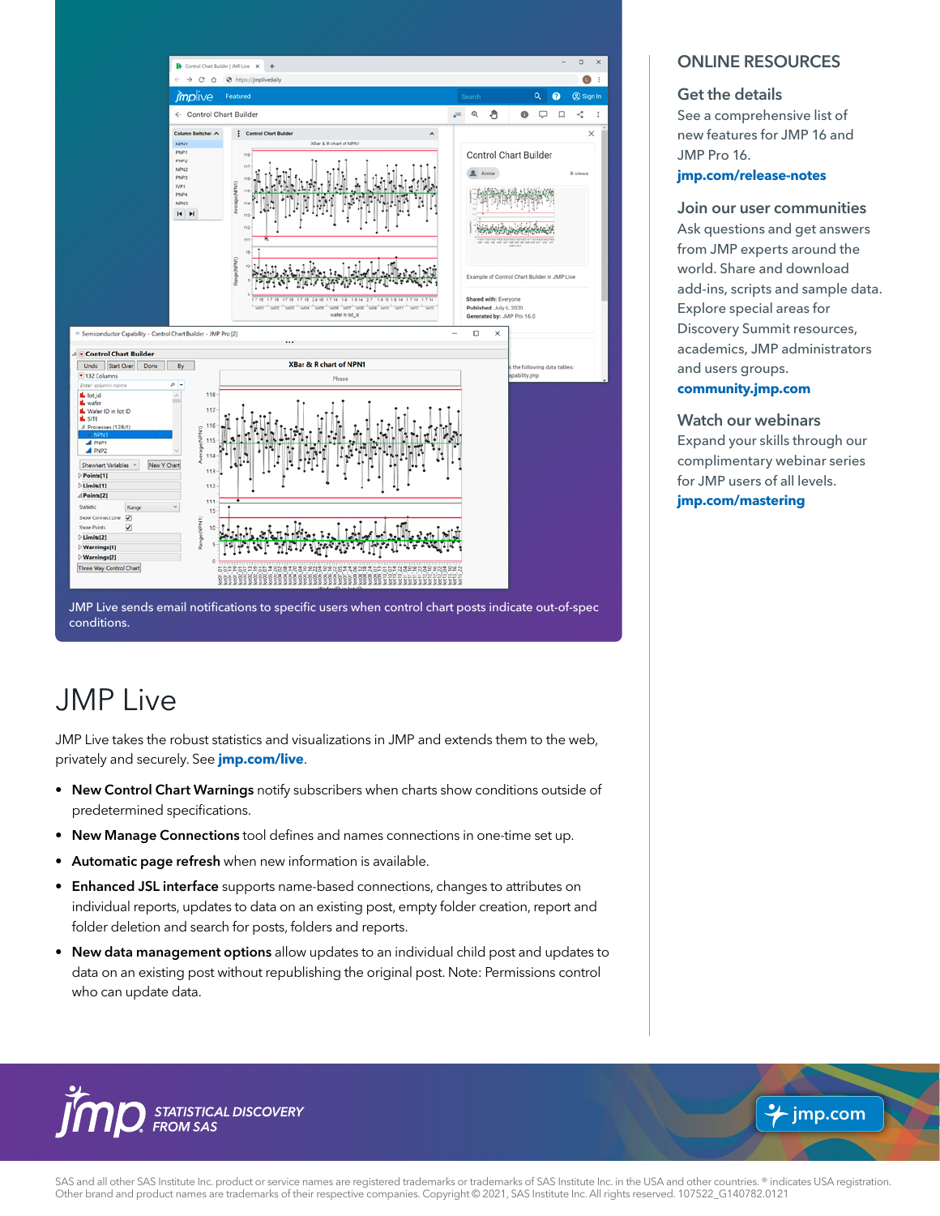JMP Live sends email notifications to specific users when control chart posts indicate out-of-spec conditions.

# JMP Live

JMP Live takes the robust statistics and visualizations in JMP and extends them to the web, privately and securely. See **jmp.com/live**.

- **New Control Chart Warnings** notify subscribers when charts show conditions outside of predetermined specifications.
- **New Manage Connections** tool defines and names connections in one-time set up.
- **Automatic page refresh** when new information is available.
- **Enhanced JSL interface** supports name-based connections, changes to attributes on individual reports, updates to data on an existing post, empty folder creation, report and folder deletion and search for posts, folders and reports.
- **New data management options** allow updates to an individual child post and updates to data on an existing post without republishing the original post. Note: Permissions control who can update data.

## ONLINE RESOURCES

### Get the details

See a comprehensive list of new features for JMP 16 and JMP Pro 16.
**jmp.com/release-notes**

### Join our user communities

Ask questions and get answers from JMP experts around the world. Share and download add-ins, scripts and sample data. Explore special areas for Discovery Summit resources, academics, JMP administrators and users groups.
**community.jmp.com**

### Watch our webinars

Expand your skills through our complimentary webinar series for JMP users of all levels.
**jmp.com/mastering**

jmp STATISTICAL DISCOVERY FROM SAS

jmp.com

SAS and all other SAS Institute Inc. product or service names are registered trademarks or trademarks of SAS Institute Inc. in the USA and other countries. ® indicates USA registration. Other brand and product names are trademarks of their respective companies. Copyright © 2021, SAS Institute Inc. All rights reserved. 107522_G140782.0121